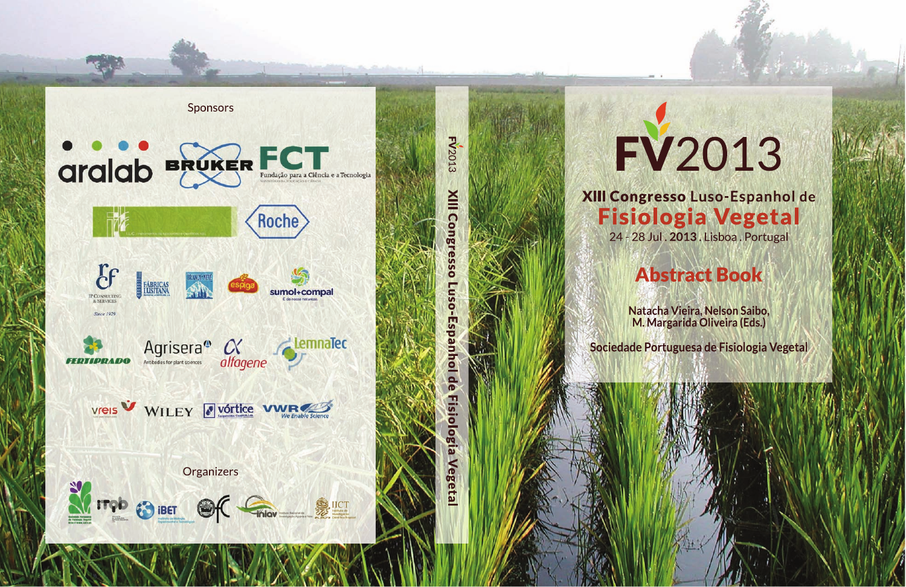# FV2013

## XIII Congresso Luso-Espanhol de Fisiologia Vegetal

24 - 28 Jul . **2013** . Lisboa . Portugal

## Abstract Book

**Natacha Vieira, Nelson Saibo, M. Margarida Oliveira (Eds.)**

**Sociedade Portuguesa de Fisiologia Vegetal**

---

FV2013 XIII Congresso Luso-Espanhol de Fisiologia Vegetal

---

Sponsors

aralab, BRUKER, FCT Fundação para a Ciência e a Tecnologia, Roche, IP Consulting & Services, Fábricas Lusitana, Branca de Neve, espiga, sumol+compal, FERTIPRADO, Agrisera Antibodies for plant sciences, alfagene, LemnaTec, vreis, WILEY, vórtice, VWR We Enable Science

Organizers

ITQB, iBET, iniav, IICT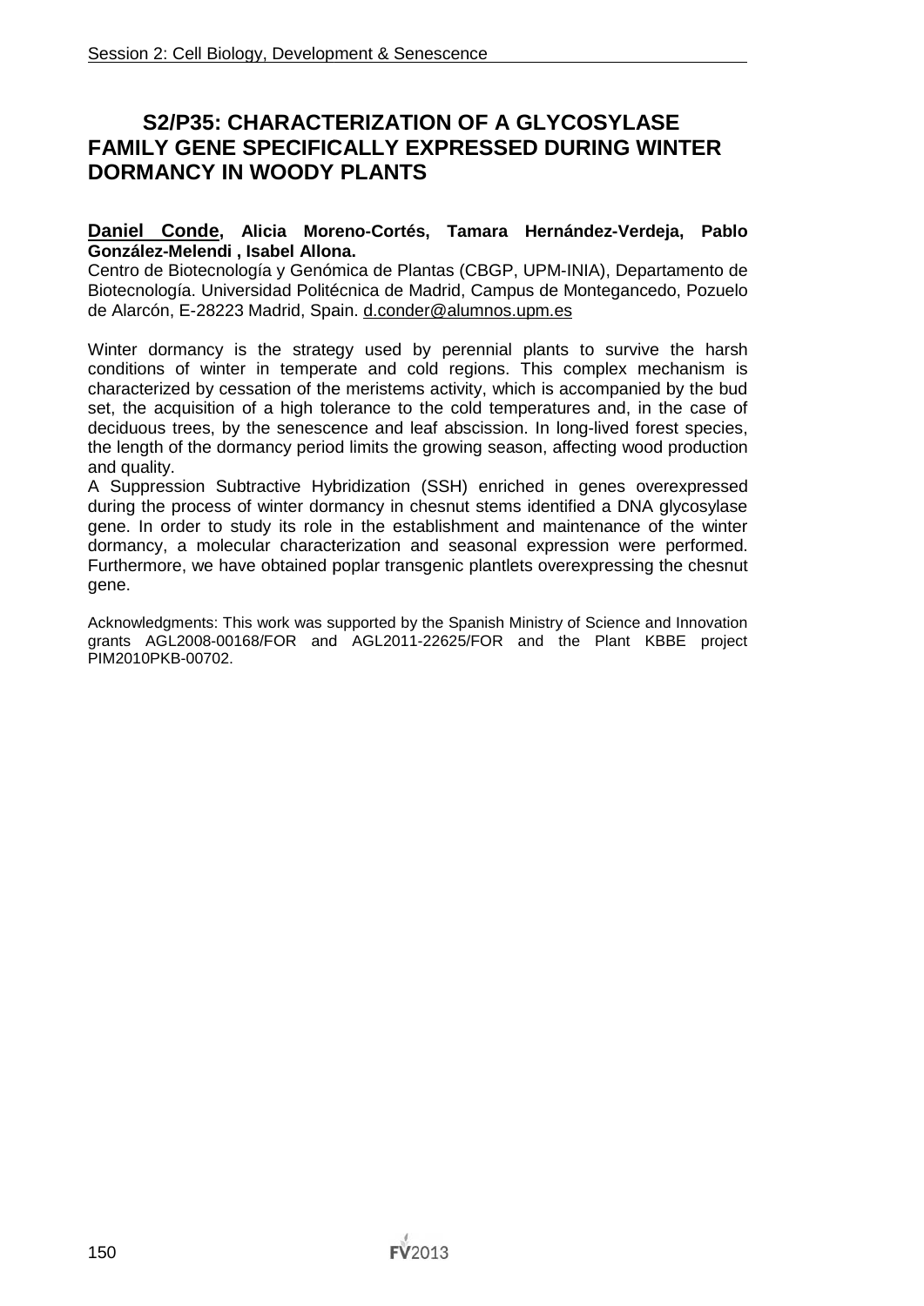# S2/P35: CHARACTERIZATION OF A GLYCOSYLASE FAMILY GENE SPECIFICALLY EXPRESSED DURING WINTER DORMANCY IN WOODY PLANTS

**Daniel Conde, Alicia Moreno-Cortés, Tamara Hernández-Verdeja, Pablo González-Melendi , Isabel Allona.**

Centro de Biotecnología y Genómica de Plantas (CBGP, UPM-INIA), Departamento de Biotecnología. Universidad Politécnica de Madrid, Campus de Montegancedo, Pozuelo de Alarcón, E-28223 Madrid, Spain. d.conder@alumnos.upm.es

Winter dormancy is the strategy used by perennial plants to survive the harsh conditions of winter in temperate and cold regions. This complex mechanism is characterized by cessation of the meristems activity, which is accompanied by the bud set, the acquisition of a high tolerance to the cold temperatures and, in the case of deciduous trees, by the senescence and leaf abscission. In long-lived forest species, the length of the dormancy period limits the growing season, affecting wood production and quality.

A Suppression Subtractive Hybridization (SSH) enriched in genes overexpressed during the process of winter dormancy in chesnut stems identified a DNA glycosylase gene. In order to study its role in the establishment and maintenance of the winter dormancy, a molecular characterization and seasonal expression were performed. Furthermore, we have obtained poplar transgenic plantlets overexpressing the chesnut gene.

Acknowledgments: This work was supported by the Spanish Ministry of Science and Innovation grants AGL2008-00168/FOR and AGL2011-22625/FOR and the Plant KBBE project PIM2010PKB-00702.